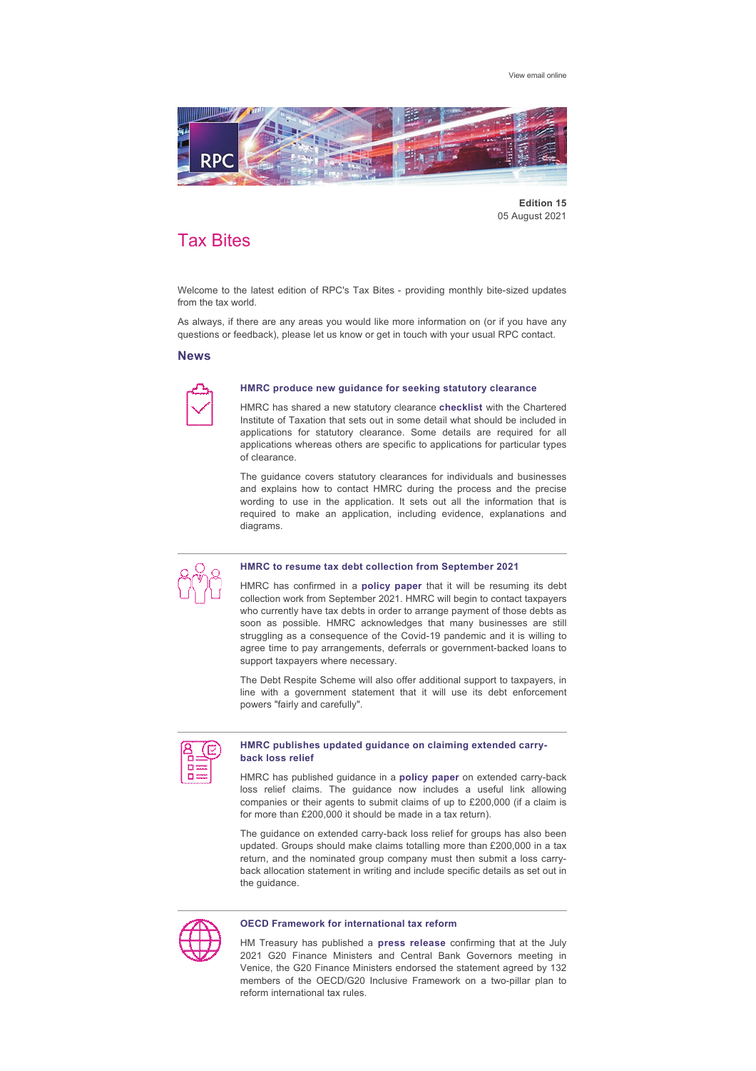View email online

**Edition 15**
05 August 2021

# Tax Bites

Welcome to the latest edition of RPC's Tax Bites - providing monthly bite-sized updates from the tax world.

As always, if there are any areas you would like more information on (or if you have any questions or feedback), please let us know or get in touch with your usual RPC contact.

## News

### HMRC produce new guidance for seeking statutory clearance

HMRC has shared a new statutory clearance **checklist** with the Chartered Institute of Taxation that sets out in some detail what should be included in applications for statutory clearance. Some details are required for all applications whereas others are specific to applications for particular types of clearance.

The guidance covers statutory clearances for individuals and businesses and explains how to contact HMRC during the process and the precise wording to use in the application. It sets out all the information that is required to make an application, including evidence, explanations and diagrams.

### HMRC to resume tax debt collection from September 2021

HMRC has confirmed in a **policy paper** that it will be resuming its debt collection work from September 2021. HMRC will begin to contact taxpayers who currently have tax debts in order to arrange payment of those debts as soon as possible. HMRC acknowledges that many businesses are still struggling as a consequence of the Covid-19 pandemic and it is willing to agree time to pay arrangements, deferrals or government-backed loans to support taxpayers where necessary.

The Debt Respite Scheme will also offer additional support to taxpayers, in line with a government statement that it will use its debt enforcement powers "fairly and carefully".

### HMRC publishes updated guidance on claiming extended carry-back loss relief

HMRC has published guidance in a **policy paper** on extended carry-back loss relief claims. The guidance now includes a useful link allowing companies or their agents to submit claims of up to £200,000 (if a claim is for more than £200,000 it should be made in a tax return).

The guidance on extended carry-back loss relief for groups has also been updated. Groups should make claims totalling more than £200,000 in a tax return, and the nominated group company must then submit a loss carry-back allocation statement in writing and include specific details as set out in the guidance.

### OECD Framework for international tax reform

HM Treasury has published a **press release** confirming that at the July 2021 G20 Finance Ministers and Central Bank Governors meeting in Venice, the G20 Finance Ministers endorsed the statement agreed by 132 members of the OECD/G20 Inclusive Framework on a two-pillar plan to reform international tax rules.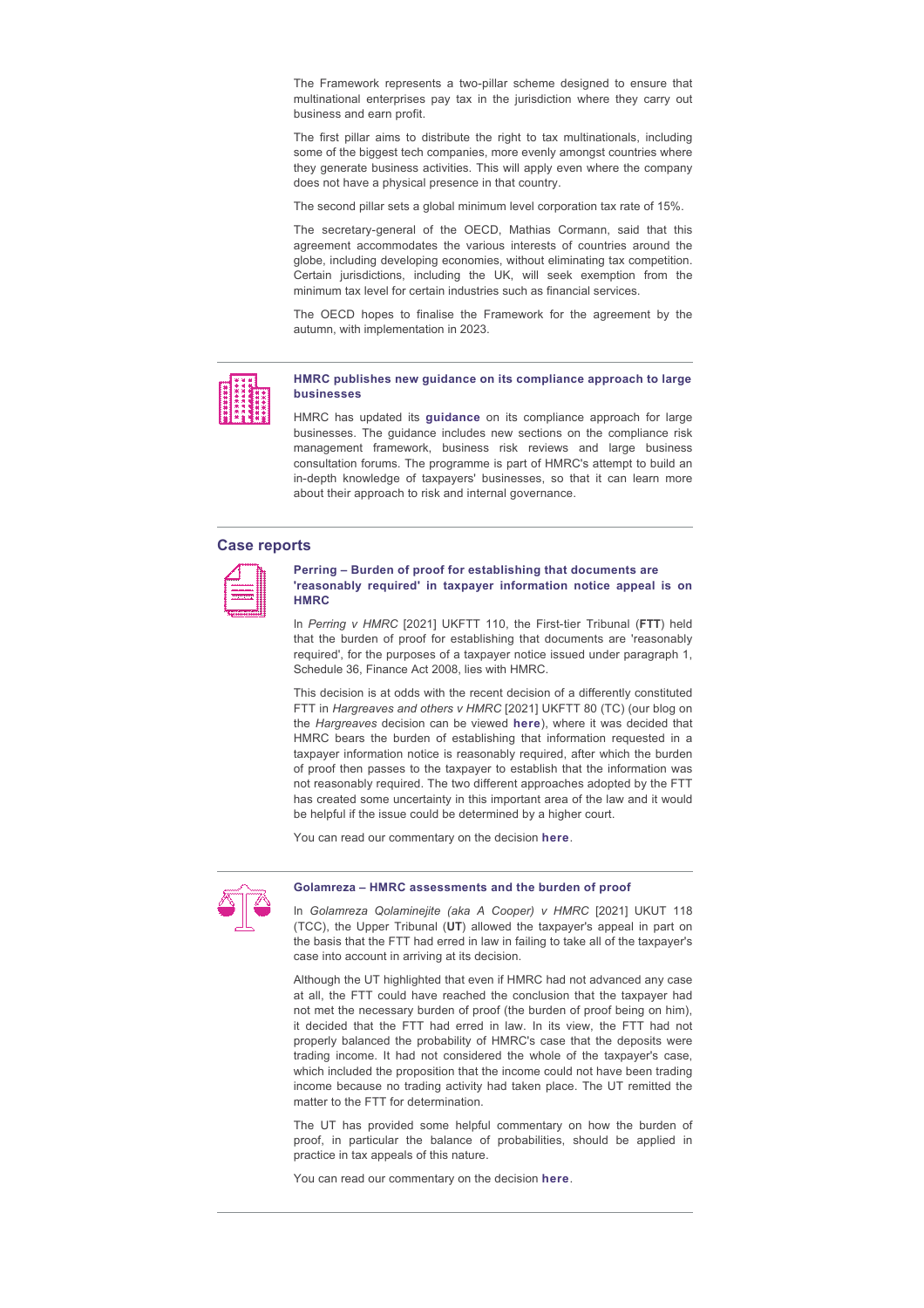The Framework represents a two-pillar scheme designed to ensure that multinational enterprises pay tax in the jurisdiction where they carry out business and earn profit.

The first pillar aims to distribute the right to tax multinationals, including some of the biggest tech companies, more evenly amongst countries where they generate business activities. This will apply even where the company does not have a physical presence in that country.

The second pillar sets a global minimum level corporation tax rate of 15%.

The secretary-general of the OECD, Mathias Cormann, said that this agreement accommodates the various interests of countries around the globe, including developing economies, without eliminating tax competition. Certain jurisdictions, including the UK, will seek exemption from the minimum tax level for certain industries such as financial services.

The OECD hopes to finalise the Framework for the agreement by the autumn, with implementation in 2023.

---

### HMRC publishes new guidance on its compliance approach to large businesses

HMRC has updated its **guidance** on its compliance approach for large businesses. The guidance includes new sections on the compliance risk management framework, business risk reviews and large business consultation forums. The programme is part of HMRC's attempt to build an in-depth knowledge of taxpayers' businesses, so that it can learn more about their approach to risk and internal governance.

---

## Case reports

### Perring – Burden of proof for establishing that documents are 'reasonably required' in taxpayer information notice appeal is on HMRC

In *Perring v HMRC* [2021] UKFTT 110, the First-tier Tribunal (**FTT**) held that the burden of proof for establishing that documents are 'reasonably required', for the purposes of a taxpayer notice issued under paragraph 1, Schedule 36, Finance Act 2008, lies with HMRC.

This decision is at odds with the recent decision of a differently constituted FTT in *Hargreaves and others v HMRC* [2021] UKFTT 80 (TC) (our blog on the *Hargreaves* decision can be viewed **here**), where it was decided that HMRC bears the burden of establishing that information requested in a taxpayer information notice is reasonably required, after which the burden of proof then passes to the taxpayer to establish that the information was not reasonably required. The two different approaches adopted by the FTT has created some uncertainty in this important area of the law and it would be helpful if the issue could be determined by a higher court.

You can read our commentary on the decision **here**.

---

### Golamreza – HMRC assessments and the burden of proof

In *Golamreza Qolaminejite (aka A Cooper) v HMRC* [2021] UKUT 118 (TCC), the Upper Tribunal (**UT**) allowed the taxpayer's appeal in part on the basis that the FTT had erred in law in failing to take all of the taxpayer's case into account in arriving at its decision.

Although the UT highlighted that even if HMRC had not advanced any case at all, the FTT could have reached the conclusion that the taxpayer had not met the necessary burden of proof (the burden of proof being on him), it decided that the FTT had erred in law. In its view, the FTT had not properly balanced the probability of HMRC's case that the deposits were trading income. It had not considered the whole of the taxpayer's case, which included the proposition that the income could not have been trading income because no trading activity had taken place. The UT remitted the matter to the FTT for determination.

The UT has provided some helpful commentary on how the burden of proof, in particular the balance of probabilities, should be applied in practice in tax appeals of this nature.

You can read our commentary on the decision **here**.

---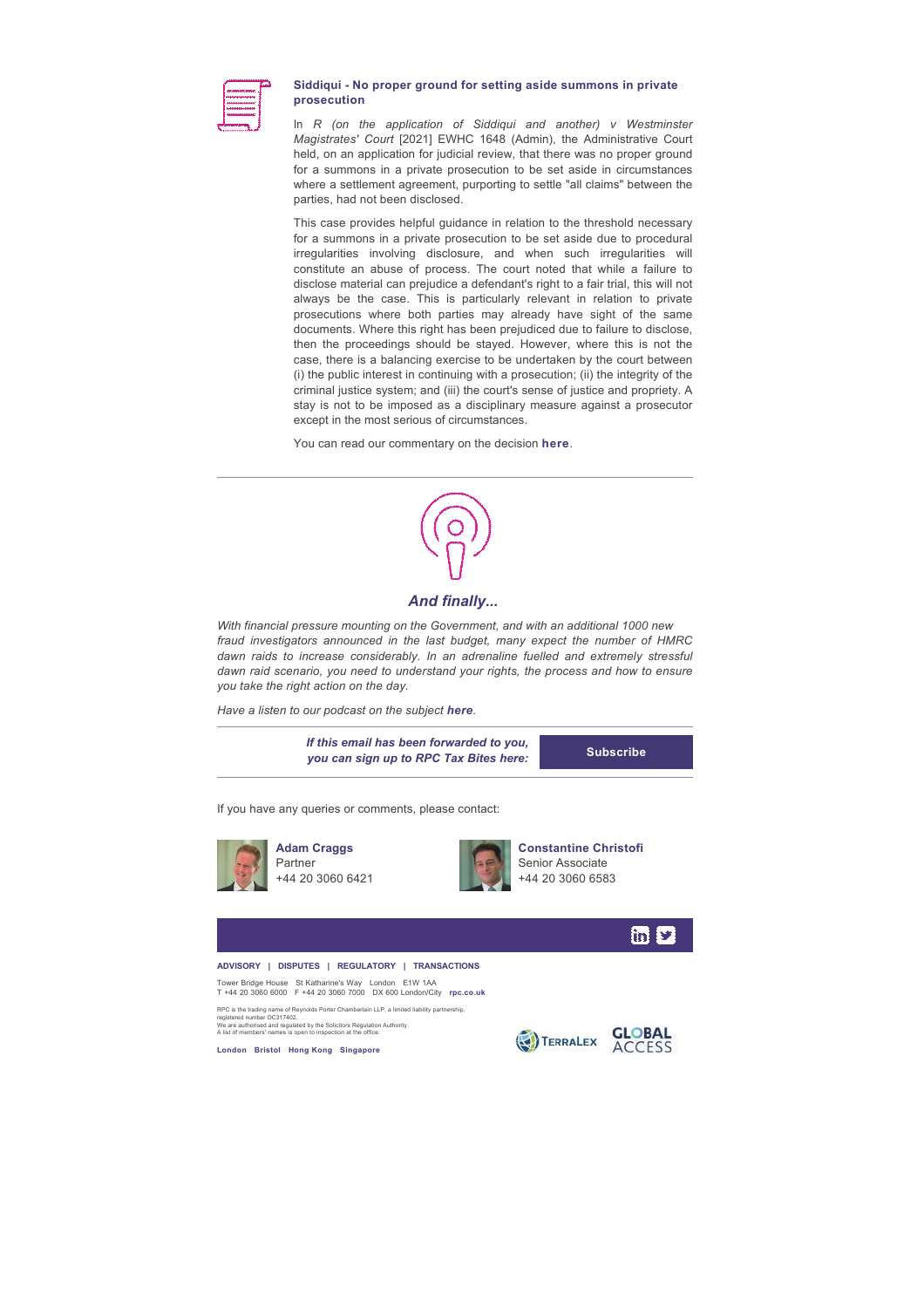### Siddiqui - No proper ground for setting aside summons in private prosecution

In *R (on the application of Siddiqui and another) v Westminster Magistrates' Court* [2021] EWHC 1648 (Admin), the Administrative Court held, on an application for judicial review, that there was no proper ground for a summons in a private prosecution to be set aside in circumstances where a settlement agreement, purporting to settle "all claims" between the parties, had not been disclosed.

This case provides helpful guidance in relation to the threshold necessary for a summons in a private prosecution to be set aside due to procedural irregularities involving disclosure, and when such irregularities will constitute an abuse of process. The court noted that while a failure to disclose material can prejudice a defendant's right to a fair trial, this will not always be the case. This is particularly relevant in relation to private prosecutions where both parties may already have sight of the same documents. Where this right has been prejudiced due to failure to disclose, then the proceedings should be stayed. However, where this is not the case, there is a balancing exercise to be undertaken by the court between (i) the public interest in continuing with a prosecution; (ii) the integrity of the criminal justice system; and (iii) the court's sense of justice and propriety. A stay is not to be imposed as a disciplinary measure against a prosecutor except in the most serious of circumstances.

You can read our commentary on the decision **here**.

---

## *And finally...*

*With financial pressure mounting on the Government, and with an additional 1000 new fraud investigators announced in the last budget, many expect the number of HMRC dawn raids to increase considerably. In an adrenaline fuelled and extremely stressful dawn raid scenario, you need to understand your rights, the process and how to ensure you take the right action on the day.*

*Have a listen to our podcast on the subject **here**.*

---

***If this email has been forwarded to you, you can sign up to RPC Tax Bites here:*** **Subscribe**

---

If you have any queries or comments, please contact:

**Adam Craggs**
Partner
+44 20 3060 6421

**Constantine Christofi**
Senior Associate
+44 20 3060 6583

**ADVISORY | DISPUTES | REGULATORY | TRANSACTIONS**

Tower Bridge House St Katharine's Way London E1W 1AA
T +44 20 3060 6000 F +44 20 3060 7000 DX 600 London/City **rpc.co.uk**

RPC is the trading name of Reynolds Porter Chamberlain LLP, a limited liability partnership, registered number OC317402.
We are authorised and regulated by the Solicitors Regulation Authority.
A list of members' names is open to inspection at the office.

**London Bristol Hong Kong Singapore**

TERRALEX GLOBAL ACCESS